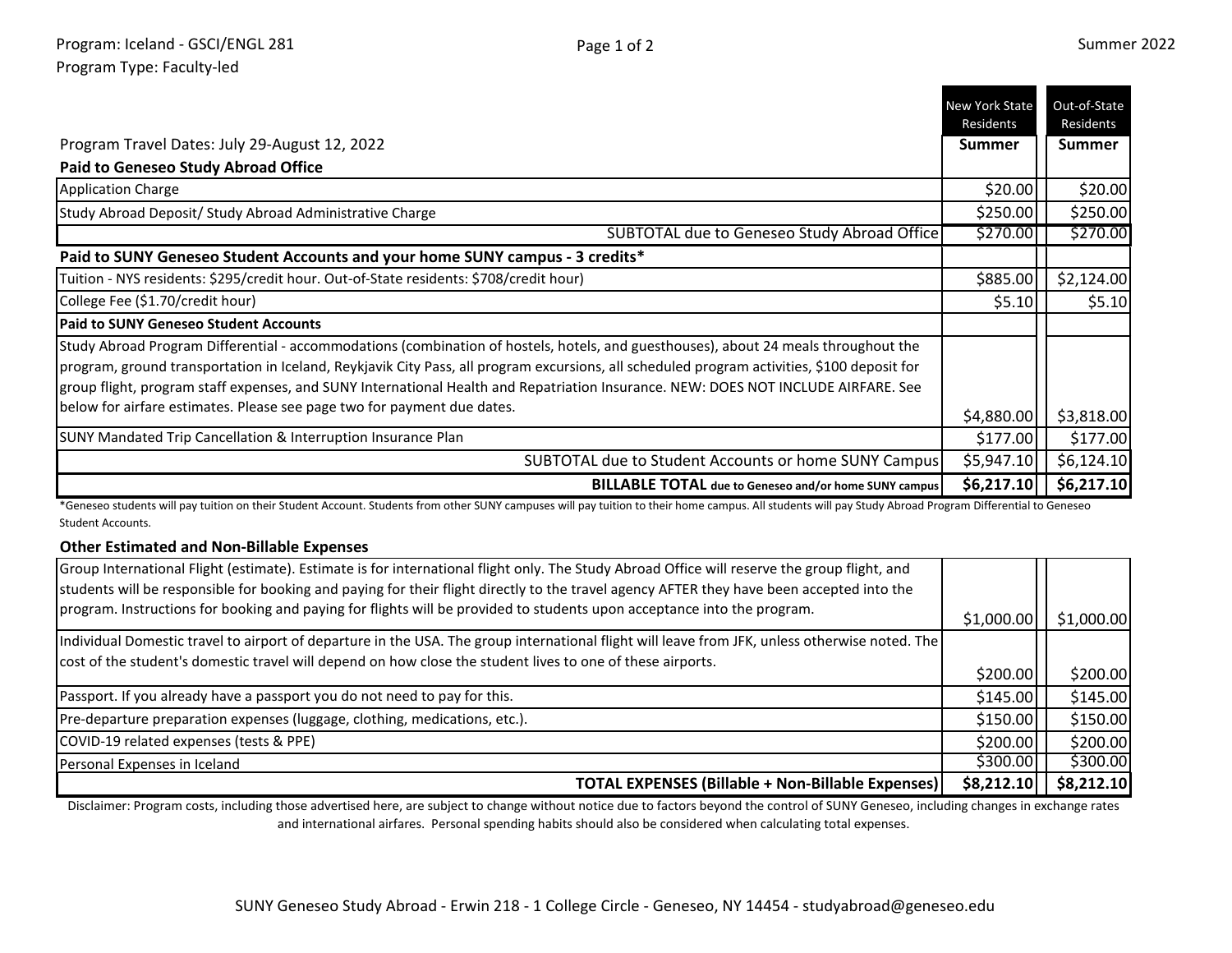Program: Iceland - GSCI/ENGL 281
Program Type: Faculty-led

Summer 2022

| Program Travel Dates: July 29-August 12, 2022 | New York State Residents Summer | Out-of-State Residents Summer |
|---|---|---|
| **Paid to Geneseo Study Abroad Office** | | |
| Application Charge | $20.00 | $20.00 |
| Study Abroad Deposit/ Study Abroad Administrative Charge | $250.00 | $250.00 |
| SUBTOTAL due to Geneseo Study Abroad Office | $270.00 | $270.00 |
| **Paid to SUNY Geneseo Student Accounts and your home SUNY campus - 3 credits*** | | |
| Tuition - NYS residents: $295/credit hour. Out-of-State residents: $708/credit hour) | $885.00 | $2,124.00 |
| College Fee ($1.70/credit hour) | $5.10 | $5.10 |
| **Paid to SUNY Geneseo Student Accounts** | | |
| Study Abroad Program Differential - accommodations (combination of hostels, hotels, and guesthouses), about 24 meals throughout the program, ground transportation in Iceland, Reykjavik City Pass, all program excursions, all scheduled program activities, $100 deposit for group flight, program staff expenses, and SUNY International Health and Repatriation Insurance. NEW: DOES NOT INCLUDE AIRFARE. See below for airfare estimates. Please see page two for payment due dates. | $4,880.00 | $3,818.00 |
| SUNY Mandated Trip Cancellation & Interruption Insurance Plan | $177.00 | $177.00 |
| SUBTOTAL due to Student Accounts or home SUNY Campus | $5,947.10 | $6,124.10 |
| **BILLABLE TOTAL due to Geneseo and/or home SUNY campus** | **$6,217.10** | **$6,217.10** |

*Geneseo students will pay tuition on their Student Account. Students from other SUNY campuses will pay tuition to their home campus. All students will pay Study Abroad Program Differential to Geneseo Student Accounts.

**Other Estimated and Non-Billable Expenses**

| | New York State Residents | Out-of-State Residents |
|---|---|---|
| Group International Flight (estimate). Estimate is for international flight only. The Study Abroad Office will reserve the group flight, and students will be responsible for booking and paying for their flight directly to the travel agency AFTER they have been accepted into the program. Instructions for booking and paying for flights will be provided to students upon acceptance into the program. | $1,000.00 | $1,000.00 |
| Individual Domestic travel to airport of departure in the USA. The group international flight will leave from JFK, unless otherwise noted. The cost of the student's domestic travel will depend on how close the student lives to one of these airports. | $200.00 | $200.00 |
| Passport. If you already have a passport you do not need to pay for this. | $145.00 | $145.00 |
| Pre-departure preparation expenses (luggage, clothing, medications, etc.). | $150.00 | $150.00 |
| COVID-19 related expenses (tests & PPE) | $200.00 | $200.00 |
| Personal Expenses in Iceland | $300.00 | $300.00 |
| **TOTAL EXPENSES (Billable + Non-Billable Expenses)** | **$8,212.10** | **$8,212.10** |

Disclaimer: Program costs, including those advertised here, are subject to change without notice due to factors beyond the control of SUNY Geneseo, including changes in exchange rates and international airfares. Personal spending habits should also be considered when calculating total expenses.

SUNY Geneseo Study Abroad - Erwin 218 - 1 College Circle - Geneseo, NY 14454 - studyabroad@geneseo.edu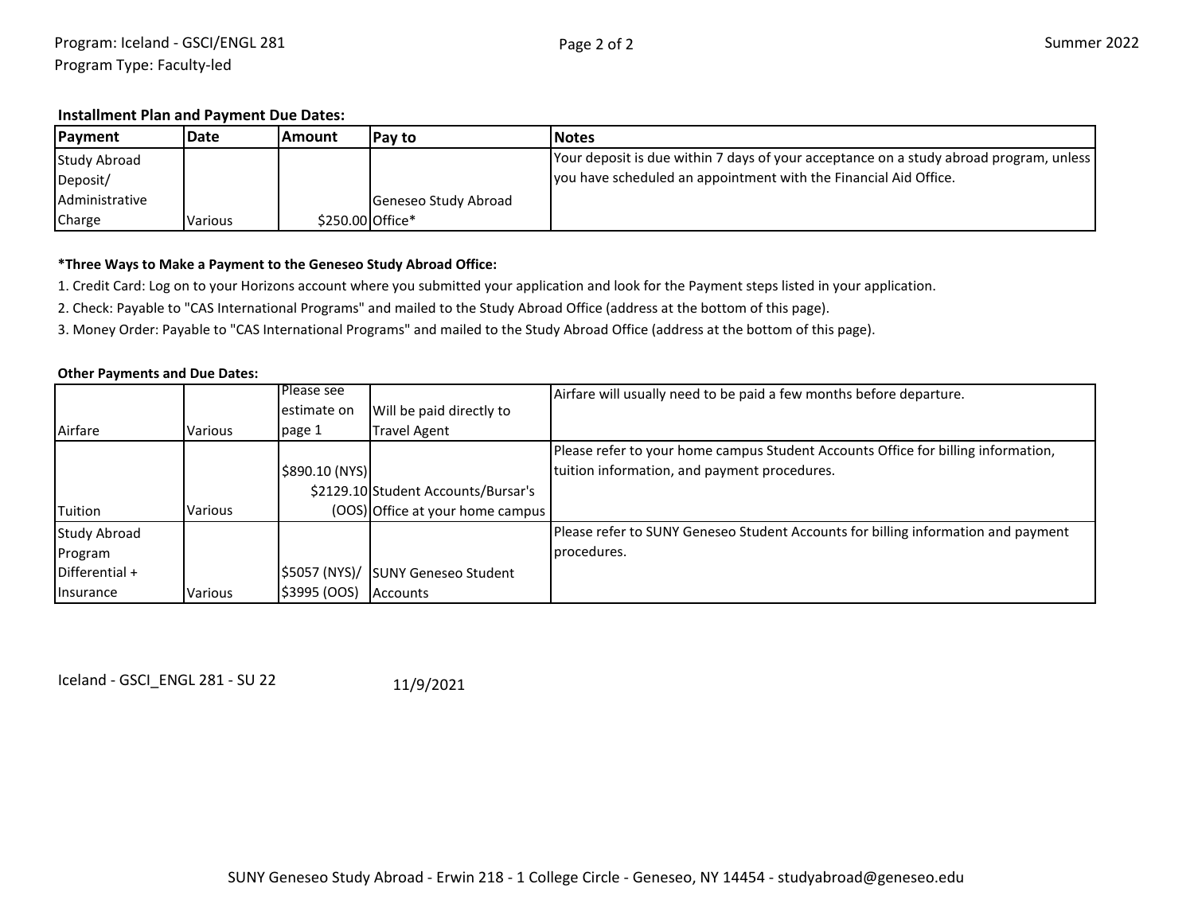Program: Iceland - GSCI/ENGL 281
Program Type: Faculty-led

Summer 2022

**Installment Plan and Payment Due Dates:**

| Payment | Date | Amount | Pay to | Notes |
|---|---|---|---|---|
| Study Abroad Deposit/ Administrative Charge | Various | $250.00 | Geneseo Study Abroad Office* | Your deposit is due within 7 days of your acceptance on a study abroad program, unless you have scheduled an appointment with the Financial Aid Office. |

**\*Three Ways to Make a Payment to the Geneseo Study Abroad Office:**

1. Credit Card: Log on to your Horizons account where you submitted your application and look for the Payment steps listed in your application.
2. Check: Payable to "CAS International Programs" and mailed to the Study Abroad Office (address at the bottom of this page).
3. Money Order: Payable to "CAS International Programs" and mailed to the Study Abroad Office (address at the bottom of this page).

**Other Payments and Due Dates:**

| | | | | |
|---|---|---|---|---|
| Airfare | Various | Please see estimate on page 1 | Will be paid directly to Travel Agent | Airfare will usually need to be paid a few months before departure. |
| Tuition | Various | $890.10 (NYS) $2129.10 (OOS) | Student Accounts/Bursar's Office at your home campus | Please refer to your home campus Student Accounts Office for billing information, tuition information, and payment procedures. |
| Study Abroad Program Differential + Insurance | Various | $5057 (NYS)/ $3995 (OOS) | SUNY Geneseo Student Accounts | Please refer to SUNY Geneseo Student Accounts for billing information and payment procedures. |

Iceland - GSCI_ENGL 281 - SU 22 11/9/2021

SUNY Geneseo Study Abroad - Erwin 218 - 1 College Circle - Geneseo, NY 14454 - studyabroad@geneseo.edu